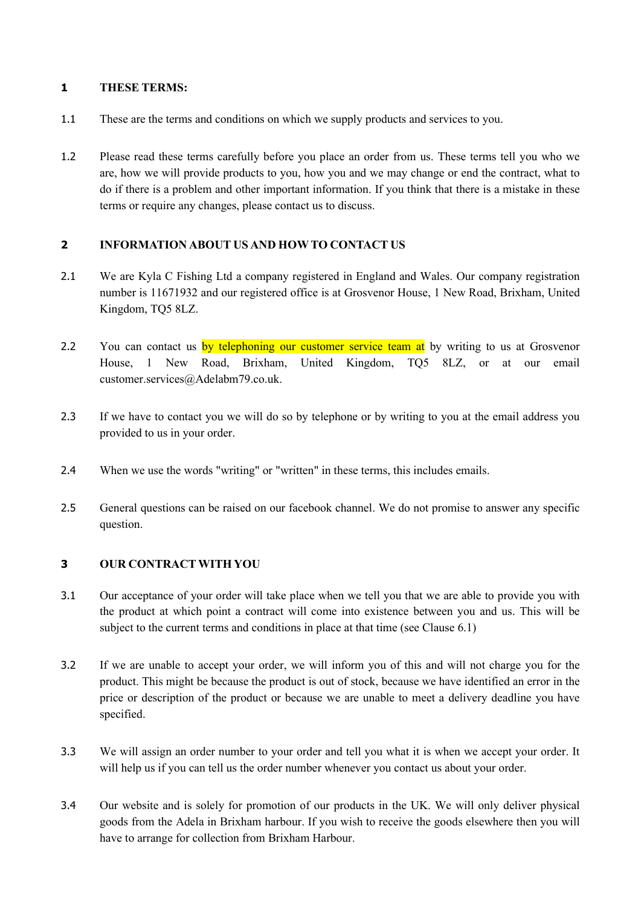## 1 THESE TERMS:

1.1 These are the terms and conditions on which we supply products and services to you.

1.2 Please read these terms carefully before you place an order from us. These terms tell you who we are, how we will provide products to you, how you and we may change or end the contract, what to do if there is a problem and other important information. If you think that there is a mistake in these terms or require any changes, please contact us to discuss.

## 2 INFORMATION ABOUT US AND HOW TO CONTACT US

2.1 We are Kyla C Fishing Ltd a company registered in England and Wales. Our company registration number is 11671932 and our registered office is at Grosvenor House, 1 New Road, Brixham, United Kingdom, TQ5 8LZ.

2.2 You can contact us by telephoning our customer service team at by writing to us at Grosvenor House, 1 New Road, Brixham, United Kingdom, TQ5 8LZ, or at our email customer.services@Adelabm79.co.uk.

2.3 If we have to contact you we will do so by telephone or by writing to you at the email address you provided to us in your order.

2.4 When we use the words "writing" or "written" in these terms, this includes emails.

2.5 General questions can be raised on our facebook channel. We do not promise to answer any specific question.

## 3 OUR CONTRACT WITH YOU

3.1 Our acceptance of your order will take place when we tell you that we are able to provide you with the product at which point a contract will come into existence between you and us. This will be subject to the current terms and conditions in place at that time (see Clause 6.1)

3.2 If we are unable to accept your order, we will inform you of this and will not charge you for the product. This might be because the product is out of stock, because we have identified an error in the price or description of the product or because we are unable to meet a delivery deadline you have specified.

3.3 We will assign an order number to your order and tell you what it is when we accept your order. It will help us if you can tell us the order number whenever you contact us about your order.

3.4 Our website and is solely for promotion of our products in the UK. We will only deliver physical goods from the Adela in Brixham harbour. If you wish to receive the goods elsewhere then you will have to arrange for collection from Brixham Harbour.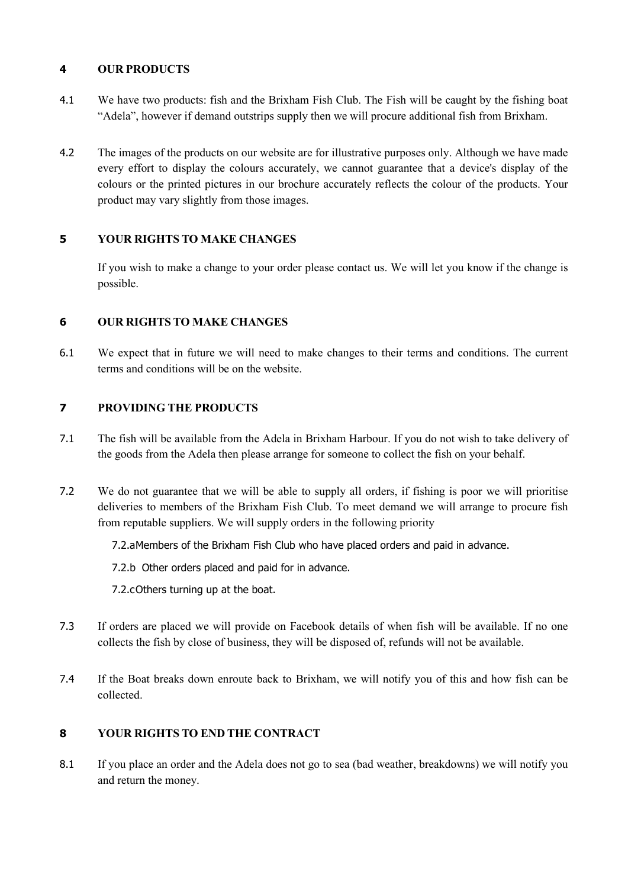## 4 OUR PRODUCTS

4.1 We have two products: fish and the Brixham Fish Club. The Fish will be caught by the fishing boat "Adela", however if demand outstrips supply then we will procure additional fish from Brixham.

4.2 The images of the products on our website are for illustrative purposes only. Although we have made every effort to display the colours accurately, we cannot guarantee that a device's display of the colours or the printed pictures in our brochure accurately reflects the colour of the products. Your product may vary slightly from those images.

## 5 YOUR RIGHTS TO MAKE CHANGES

If you wish to make a change to your order please contact us. We will let you know if the change is possible.

## 6 OUR RIGHTS TO MAKE CHANGES

6.1 We expect that in future we will need to make changes to their terms and conditions. The current terms and conditions will be on the website.

## 7 PROVIDING THE PRODUCTS

7.1 The fish will be available from the Adela in Brixham Harbour. If you do not wish to take delivery of the goods from the Adela then please arrange for someone to collect the fish on your behalf.

7.2 We do not guarantee that we will be able to supply all orders, if fishing is poor we will prioritise deliveries to members of the Brixham Fish Club. To meet demand we will arrange to procure fish from reputable suppliers. We will supply orders in the following priority

7.2.a Members of the Brixham Fish Club who have placed orders and paid in advance.

7.2.b Other orders placed and paid for in advance.

7.2.c Others turning up at the boat.

7.3 If orders are placed we will provide on Facebook details of when fish will be available. If no one collects the fish by close of business, they will be disposed of, refunds will not be available.

7.4 If the Boat breaks down enroute back to Brixham, we will notify you of this and how fish can be collected.

## 8 YOUR RIGHTS TO END THE CONTRACT

8.1 If you place an order and the Adela does not go to sea (bad weather, breakdowns) we will notify you and return the money.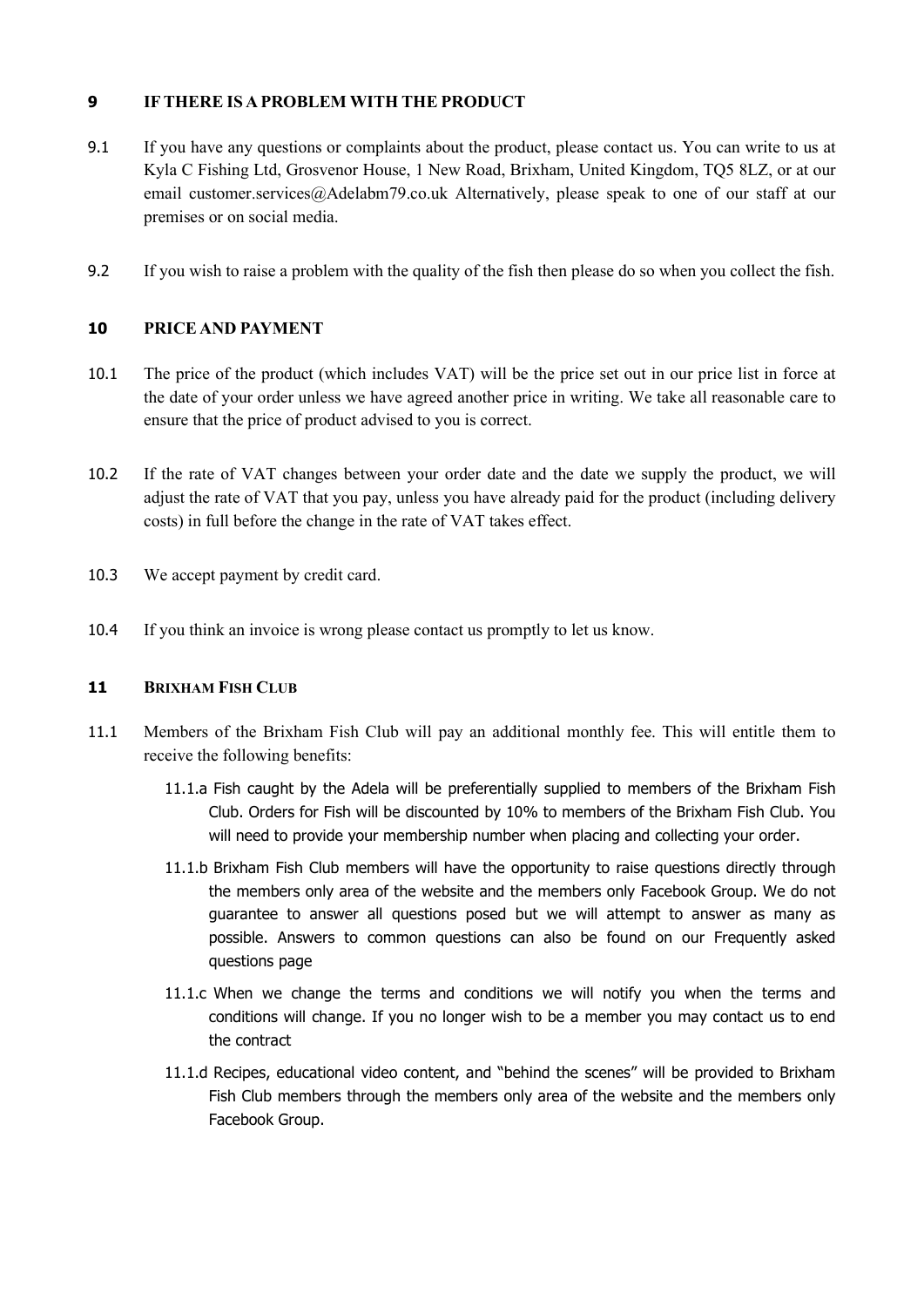## 9 IF THERE IS A PROBLEM WITH THE PRODUCT

9.1 If you have any questions or complaints about the product, please contact us. You can write to us at Kyla C Fishing Ltd, Grosvenor House, 1 New Road, Brixham, United Kingdom, TQ5 8LZ, or at our email customer.services@Adelabm79.co.uk Alternatively, please speak to one of our staff at our premises or on social media.

9.2 If you wish to raise a problem with the quality of the fish then please do so when you collect the fish.

## 10 PRICE AND PAYMENT

10.1 The price of the product (which includes VAT) will be the price set out in our price list in force at the date of your order unless we have agreed another price in writing. We take all reasonable care to ensure that the price of product advised to you is correct.

10.2 If the rate of VAT changes between your order date and the date we supply the product, we will adjust the rate of VAT that you pay, unless you have already paid for the product (including delivery costs) in full before the change in the rate of VAT takes effect.

10.3 We accept payment by credit card.

10.4 If you think an invoice is wrong please contact us promptly to let us know.

## 11 BRIXHAM FISH CLUB

11.1 Members of the Brixham Fish Club will pay an additional monthly fee. This will entitle them to receive the following benefits:

- 11.1.a Fish caught by the Adela will be preferentially supplied to members of the Brixham Fish Club. Orders for Fish will be discounted by 10% to members of the Brixham Fish Club. You will need to provide your membership number when placing and collecting your order.
- 11.1.b Brixham Fish Club members will have the opportunity to raise questions directly through the members only area of the website and the members only Facebook Group. We do not guarantee to answer all questions posed but we will attempt to answer as many as possible. Answers to common questions can also be found on our Frequently asked questions page
- 11.1.c When we change the terms and conditions we will notify you when the terms and conditions will change. If you no longer wish to be a member you may contact us to end the contract
- 11.1.d Recipes, educational video content, and "behind the scenes" will be provided to Brixham Fish Club members through the members only area of the website and the members only Facebook Group.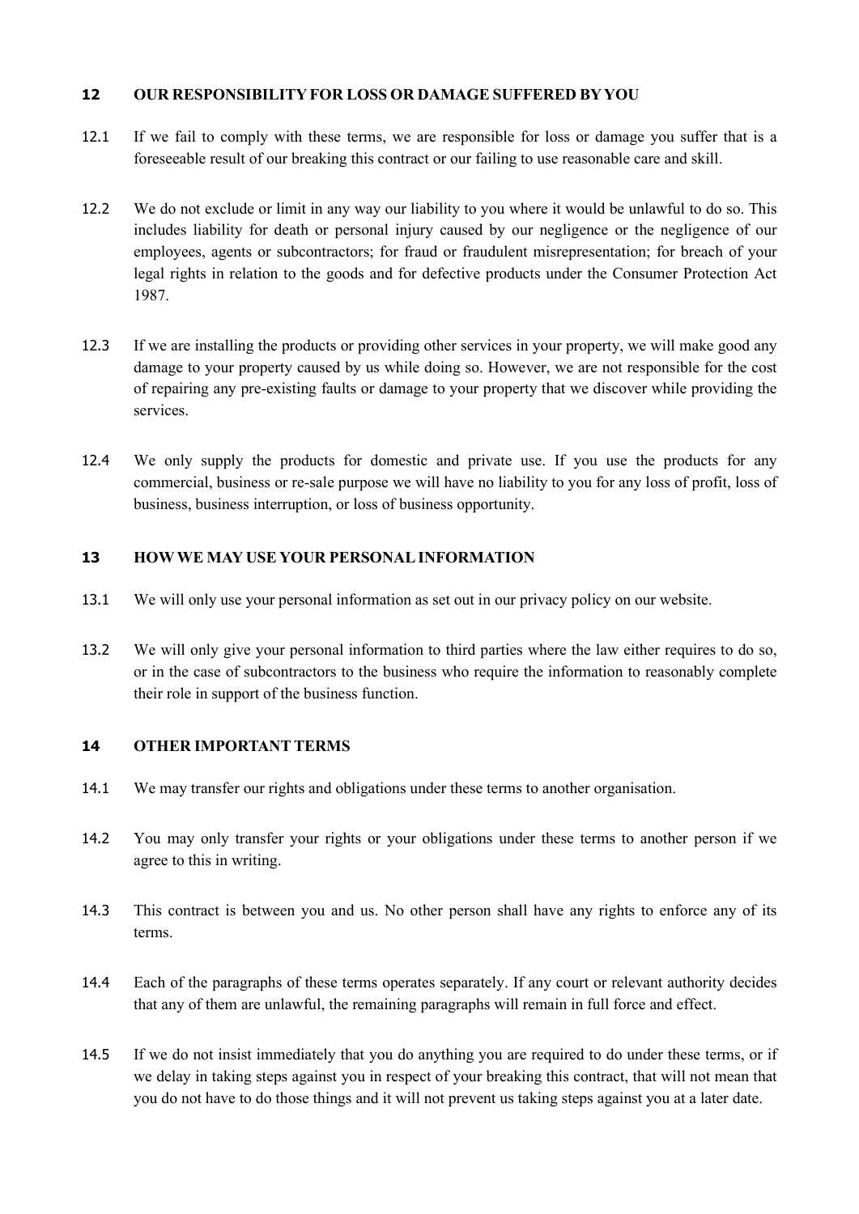## 12 OUR RESPONSIBILITY FOR LOSS OR DAMAGE SUFFERED BY YOU

12.1 If we fail to comply with these terms, we are responsible for loss or damage you suffer that is a foreseeable result of our breaking this contract or our failing to use reasonable care and skill.

12.2 We do not exclude or limit in any way our liability to you where it would be unlawful to do so. This includes liability for death or personal injury caused by our negligence or the negligence of our employees, agents or subcontractors; for fraud or fraudulent misrepresentation; for breach of your legal rights in relation to the goods and for defective products under the Consumer Protection Act 1987.

12.3 If we are installing the products or providing other services in your property, we will make good any damage to your property caused by us while doing so. However, we are not responsible for the cost of repairing any pre-existing faults or damage to your property that we discover while providing the services.

12.4 We only supply the products for domestic and private use. If you use the products for any commercial, business or re-sale purpose we will have no liability to you for any loss of profit, loss of business, business interruption, or loss of business opportunity.

## 13 HOW WE MAY USE YOUR PERSONAL INFORMATION

13.1 We will only use your personal information as set out in our privacy policy on our website.

13.2 We will only give your personal information to third parties where the law either requires to do so, or in the case of subcontractors to the business who require the information to reasonably complete their role in support of the business function.

## 14 OTHER IMPORTANT TERMS

14.1 We may transfer our rights and obligations under these terms to another organisation.

14.2 You may only transfer your rights or your obligations under these terms to another person if we agree to this in writing.

14.3 This contract is between you and us. No other person shall have any rights to enforce any of its terms.

14.4 Each of the paragraphs of these terms operates separately. If any court or relevant authority decides that any of them are unlawful, the remaining paragraphs will remain in full force and effect.

14.5 If we do not insist immediately that you do anything you are required to do under these terms, or if we delay in taking steps against you in respect of your breaking this contract, that will not mean that you do not have to do those things and it will not prevent us taking steps against you at a later date.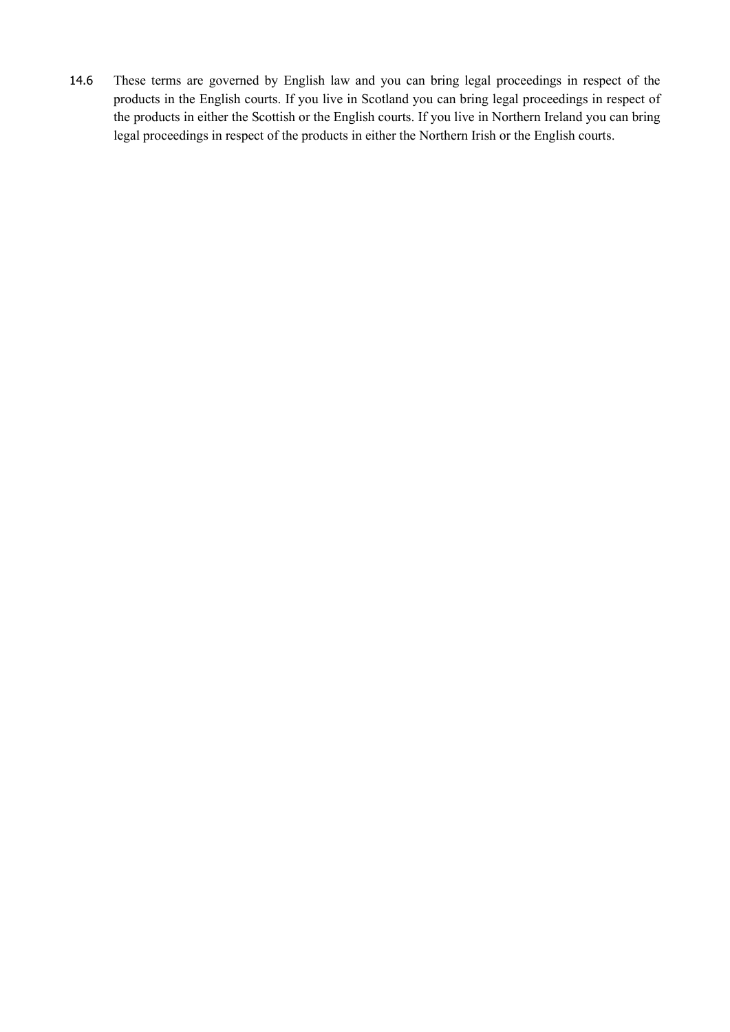14.6 These terms are governed by English law and you can bring legal proceedings in respect of the products in the English courts. If you live in Scotland you can bring legal proceedings in respect of the products in either the Scottish or the English courts. If you live in Northern Ireland you can bring legal proceedings in respect of the products in either the Northern Irish or the English courts.